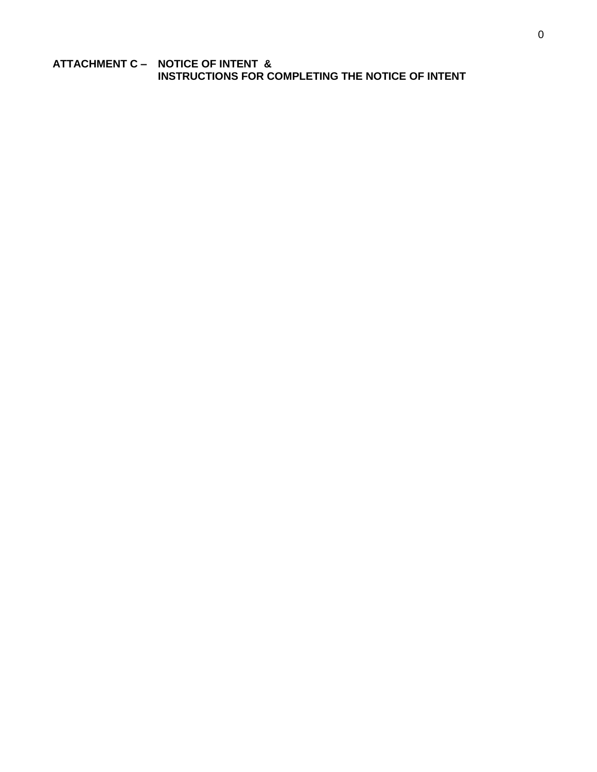**ATTACHMENT C – NOTICE OF INTENT &**
**INSTRUCTIONS FOR COMPLETING THE NOTICE OF INTENT**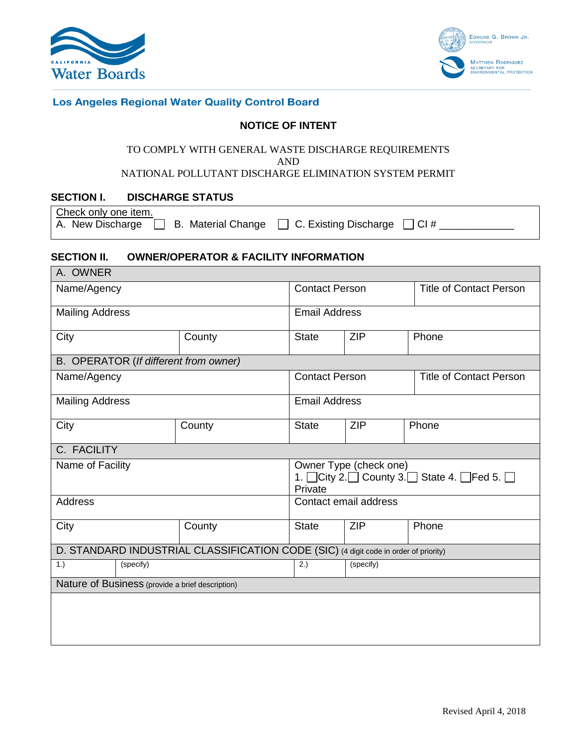Los Angeles Regional Water Quality Control Board

# NOTICE OF INTENT

TO COMPLY WITH GENERAL WASTE DISCHARGE REQUIREMENTS
AND
NATIONAL POLLUTANT DISCHARGE ELIMINATION SYSTEM PERMIT

## SECTION I. DISCHARGE STATUS

Check only one item.

A. New Discharge ☐ B. Material Change ☐ C. Existing Discharge ☐ CI # ____________

## SECTION II. OWNER/OPERATOR & FACILITY INFORMATION

| A. OWNER | | | | |
|---|---|---|---|---|
| Name/Agency | | Contact Person | | Title of Contact Person |
| Mailing Address | | Email Address | | |
| City | County | State | ZIP | Phone |
| **B. OPERATOR** (*If different from owner*) | | | | |
| Name/Agency | | Contact Person | | Title of Contact Person |
| Mailing Address | | Email Address | | |
| City | County | State | ZIP | Phone |
| **C. FACILITY** | | | | |
| Name of Facility | | Owner Type (check one) 1. ☐City 2.☐ County 3.☐ State 4. ☐Fed 5. ☐ Private | | |
| Address | | Contact email address | | |
| City | County | State | ZIP | Phone |

| D. STANDARD INDUSTRIAL CLASSIFICATION CODE (SIC) (4 digit code in order of priority) | | | |
|---|---|---|---|
| 1.) | (specify) | 2.) | (specify) |
| Nature of Business (provide a brief description) | | | |
| | | | |

Revised April 4, 2018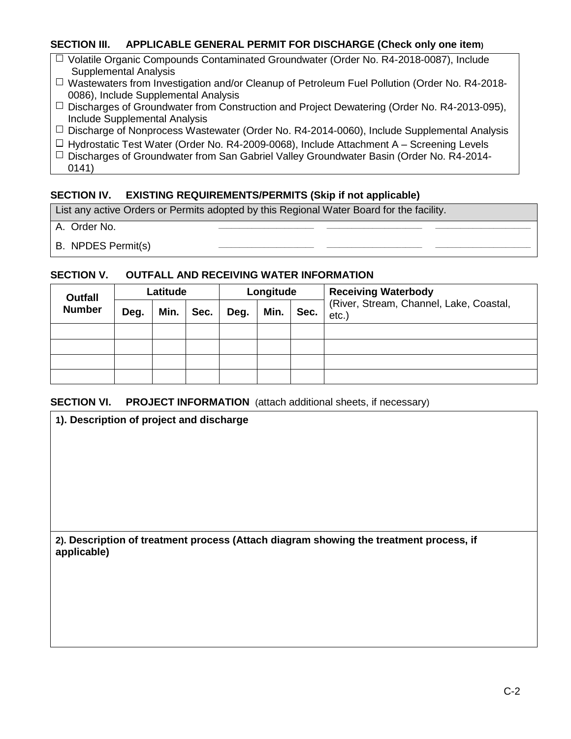## SECTION III. APPLICABLE GENERAL PERMIT FOR DISCHARGE (Check only one item)

- ☐ Volatile Organic Compounds Contaminated Groundwater (Order No. R4-2018-0087), Include Supplemental Analysis
- ☐ Wastewaters from Investigation and/or Cleanup of Petroleum Fuel Pollution (Order No. R4-2018-0086), Include Supplemental Analysis
- ☐ Discharges of Groundwater from Construction and Project Dewatering (Order No. R4-2013-095), Include Supplemental Analysis
- ☐ Discharge of Nonprocess Wastewater (Order No. R4-2014-0060), Include Supplemental Analysis
- ☐ Hydrostatic Test Water (Order No. R4-2009-0068), Include Attachment A – Screening Levels
- ☐ Discharges of Groundwater from San Gabriel Valley Groundwater Basin (Order No. R4-2014-0141)

## SECTION IV. EXISTING REQUIREMENTS/PERMITS (Skip if not applicable)

List any active Orders or Permits adopted by this Regional Water Board for the facility.

A. Order No. ________________ ________________ ________________

B. NPDES Permit(s) ________________ ________________ ________________

## SECTION V. OUTFALL AND RECEIVING WATER INFORMATION

| Outfall Number | Latitude | | | Longitude | | | Receiving Waterbody (River, Stream, Channel, Lake, Coastal, etc.) |
|---|---|---|---|---|---|---|---|
| | Deg. | Min. | Sec. | Deg. | Min. | Sec. | |
| | | | | | | | |
| | | | | | | | |
| | | | | | | | |
| | | | | | | | |

## SECTION VI. PROJECT INFORMATION (attach additional sheets, if necessary)

**1). Description of project and discharge**

**2). Description of treatment process (Attach diagram showing the treatment process, if applicable)**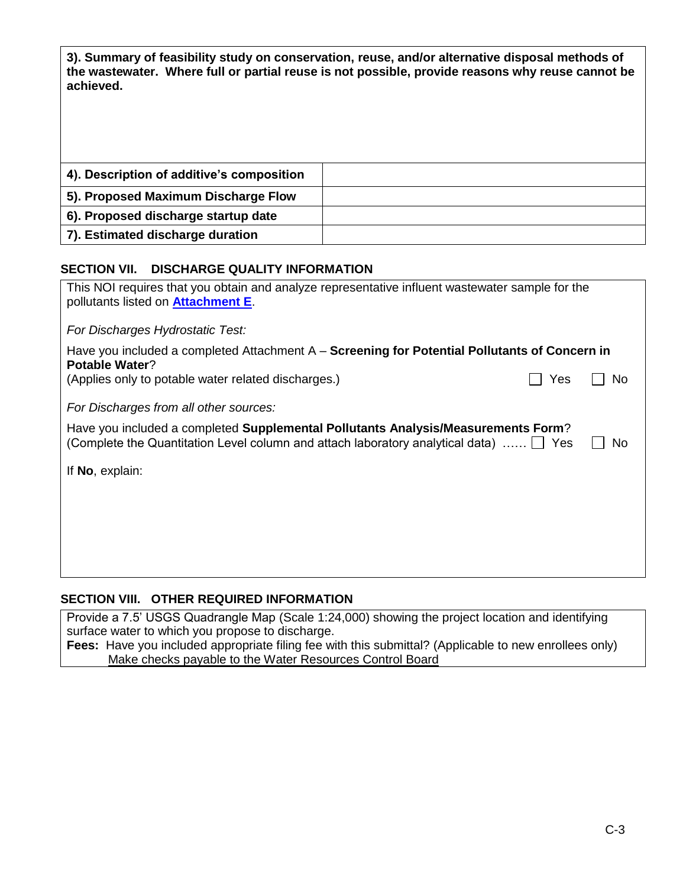**3). Summary of feasibility study on conservation, reuse, and/or alternative disposal methods of the wastewater. Where full or partial reuse is not possible, provide reasons why reuse cannot be achieved.**

| | |
|---|---|
| **4). Description of additive's composition** | |
| **5). Proposed Maximum Discharge Flow** | |
| **6). Proposed discharge startup date** | |
| **7). Estimated discharge duration** | |

## SECTION VII. DISCHARGE QUALITY INFORMATION

This NOI requires that you obtain and analyze representative influent wastewater sample for the pollutants listed on **Attachment E**.

*For Discharges Hydrostatic Test:*

Have you included a completed Attachment A – **Screening for Potential Pollutants of Concern in Potable Water**?
(Applies only to potable water related discharges.) ☐ Yes ☐ No

*For Discharges from all other sources:*

Have you included a completed **Supplemental Pollutants Analysis/Measurements Form**?
(Complete the Quantitation Level column and attach laboratory analytical data) …… ☐ Yes ☐ No

If **No**, explain:

## SECTION VIII. OTHER REQUIRED INFORMATION

Provide a 7.5' USGS Quadrangle Map (Scale 1:24,000) showing the project location and identifying surface water to which you propose to discharge.

**Fees:** Have you included appropriate filing fee with this submittal? (Applicable to new enrollees only)
Make checks payable to the Water Resources Control Board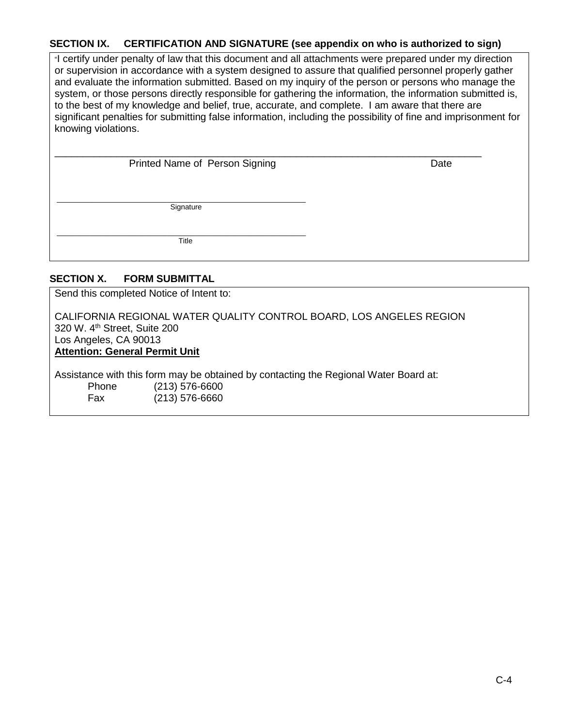### SECTION IX. CERTIFICATION AND SIGNATURE (see appendix on who is authorized to sign)

"I certify under penalty of law that this document and all attachments were prepared under my direction or supervision in accordance with a system designed to assure that qualified personnel properly gather and evaluate the information submitted. Based on my inquiry of the person or persons who manage the system, or those persons directly responsible for gathering the information, the information submitted is, to the best of my knowledge and belief, true, accurate, and complete. I am aware that there are significant penalties for submitting false information, including the possibility of fine and imprisonment for knowing violations.

_______________________________________________________________________________

Printed Name of Person Signing                                                                 Date

_______________________________________________

Signature

_______________________________________________

Title

### SECTION X. FORM SUBMITTAL

Send this completed Notice of Intent to:

CALIFORNIA REGIONAL WATER QUALITY CONTROL BOARD, LOS ANGELES REGION
320 W. 4th Street, Suite 200
Los Angeles, CA 90013
**Attention: General Permit Unit**

Assistance with this form may be obtained by contacting the Regional Water Board at:

Phone (213) 576-6600
Fax (213) 576-6660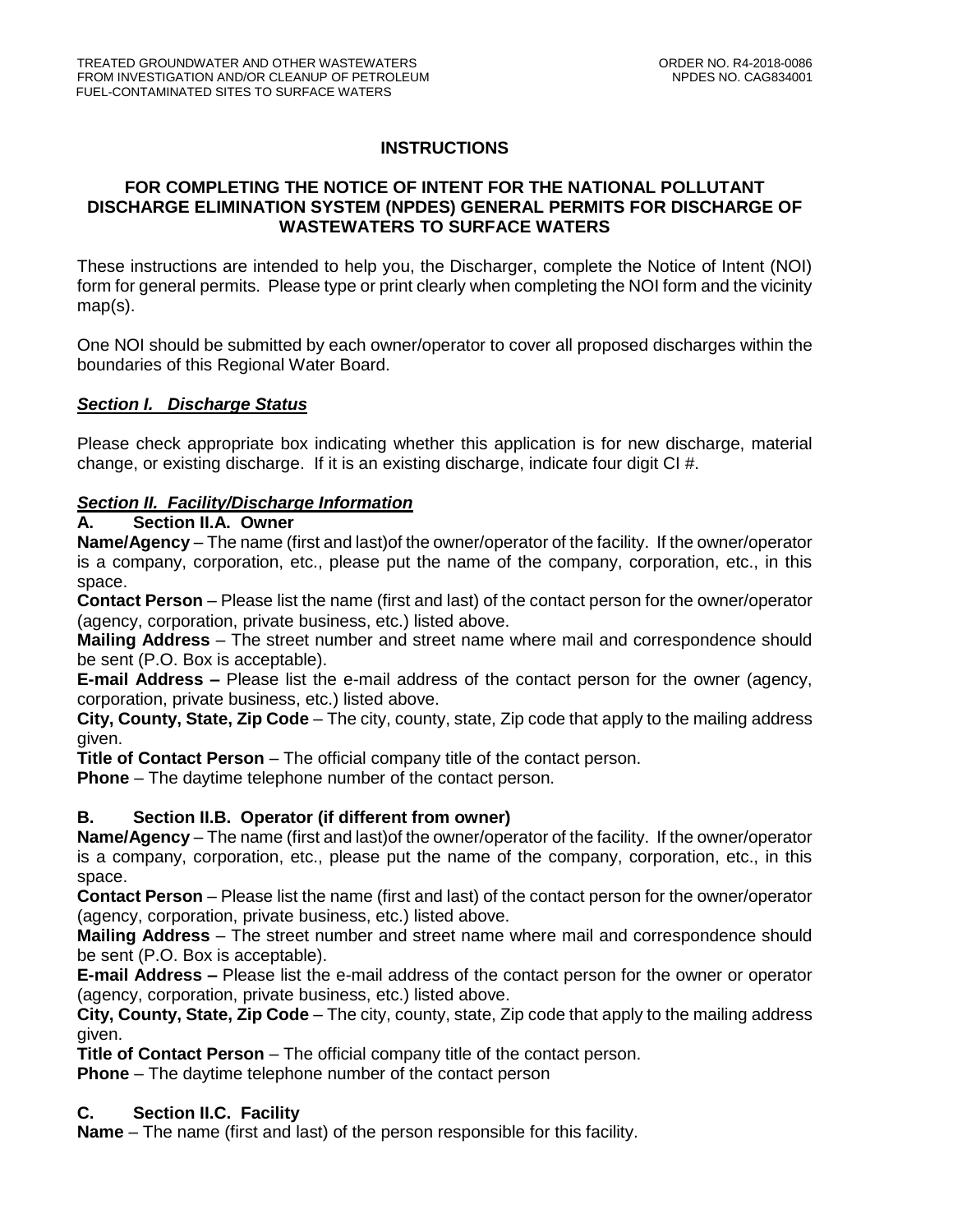## INSTRUCTIONS

### FOR COMPLETING THE NOTICE OF INTENT FOR THE NATIONAL POLLUTANT DISCHARGE ELIMINATION SYSTEM (NPDES) GENERAL PERMITS FOR DISCHARGE OF WASTEWATERS TO SURFACE WATERS

These instructions are intended to help you, the Discharger, complete the Notice of Intent (NOI) form for general permits. Please type or print clearly when completing the NOI form and the vicinity map(s).

One NOI should be submitted by each owner/operator to cover all proposed discharges within the boundaries of this Regional Water Board.

***Section I. Discharge Status***

Please check appropriate box indicating whether this application is for new discharge, material change, or existing discharge. If it is an existing discharge, indicate four digit CI #.

***Section II. Facility/Discharge Information***

**A. Section II.A. Owner**

**Name/Agency** – The name (first and last)of the owner/operator of the facility. If the owner/operator is a company, corporation, etc., please put the name of the company, corporation, etc., in this space.

**Contact Person** – Please list the name (first and last) of the contact person for the owner/operator (agency, corporation, private business, etc.) listed above.

**Mailing Address** – The street number and street name where mail and correspondence should be sent (P.O. Box is acceptable).

**E-mail Address –** Please list the e-mail address of the contact person for the owner (agency, corporation, private business, etc.) listed above.

**City, County, State, Zip Code** – The city, county, state, Zip code that apply to the mailing address given.

**Title of Contact Person** – The official company title of the contact person.

**Phone** – The daytime telephone number of the contact person.

**B. Section II.B. Operator (if different from owner)**

**Name/Agency** – The name (first and last)of the owner/operator of the facility. If the owner/operator is a company, corporation, etc., please put the name of the company, corporation, etc., in this space.

**Contact Person** – Please list the name (first and last) of the contact person for the owner/operator (agency, corporation, private business, etc.) listed above.

**Mailing Address** – The street number and street name where mail and correspondence should be sent (P.O. Box is acceptable).

**E-mail Address –** Please list the e-mail address of the contact person for the owner or operator (agency, corporation, private business, etc.) listed above.

**City, County, State, Zip Code** – The city, county, state, Zip code that apply to the mailing address given.

**Title of Contact Person** – The official company title of the contact person.

**Phone** – The daytime telephone number of the contact person

**C. Section II.C. Facility**

**Name** – The name (first and last) of the person responsible for this facility.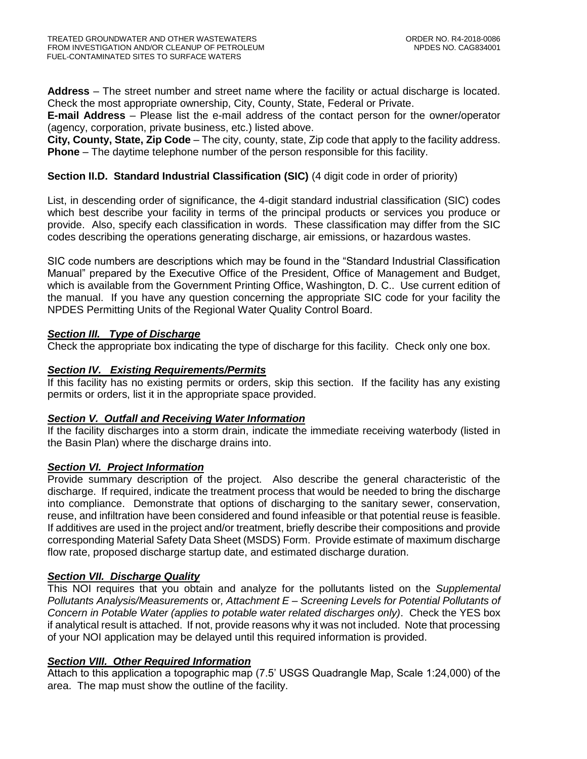**Address** – The street number and street name where the facility or actual discharge is located. Check the most appropriate ownership, City, County, State, Federal or Private.

**E-mail Address** – Please list the e-mail address of the contact person for the owner/operator (agency, corporation, private business, etc.) listed above.

**City, County, State, Zip Code** – The city, county, state, Zip code that apply to the facility address.

**Phone** – The daytime telephone number of the person responsible for this facility.

**Section II.D. Standard Industrial Classification (SIC)** (4 digit code in order of priority)

List, in descending order of significance, the 4-digit standard industrial classification (SIC) codes which best describe your facility in terms of the principal products or services you produce or provide. Also, specify each classification in words. These classification may differ from the SIC codes describing the operations generating discharge, air emissions, or hazardous wastes.

SIC code numbers are descriptions which may be found in the "Standard Industrial Classification Manual" prepared by the Executive Office of the President, Office of Management and Budget, which is available from the Government Printing Office, Washington, D. C.. Use current edition of the manual. If you have any question concerning the appropriate SIC code for your facility the NPDES Permitting Units of the Regional Water Quality Control Board.

***Section III. Type of Discharge***

Check the appropriate box indicating the type of discharge for this facility. Check only one box.

***Section IV. Existing Requirements/Permits***

If this facility has no existing permits or orders, skip this section. If the facility has any existing permits or orders, list it in the appropriate space provided.

***Section V. Outfall and Receiving Water Information***

If the facility discharges into a storm drain, indicate the immediate receiving waterbody (listed in the Basin Plan) where the discharge drains into.

***Section VI. Project Information***

Provide summary description of the project. Also describe the general characteristic of the discharge. If required, indicate the treatment process that would be needed to bring the discharge into compliance. Demonstrate that options of discharging to the sanitary sewer, conservation, reuse, and infiltration have been considered and found infeasible or that potential reuse is feasible. If additives are used in the project and/or treatment, briefly describe their compositions and provide corresponding Material Safety Data Sheet (MSDS) Form. Provide estimate of maximum discharge flow rate, proposed discharge startup date, and estimated discharge duration.

***Section VII. Discharge Quality***

This NOI requires that you obtain and analyze for the pollutants listed on the *Supplemental Pollutants Analysis/Measurements* or*, Attachment E – Screening Levels for Potential Pollutants of Concern in Potable Water (applies to potable water related discharges only)*. Check the YES box if analytical result is attached. If not, provide reasons why it was not included. Note that processing of your NOI application may be delayed until this required information is provided.

***Section VIII. Other Required Information***

Attach to this application a topographic map (7.5' USGS Quadrangle Map, Scale 1:24,000) of the area. The map must show the outline of the facility.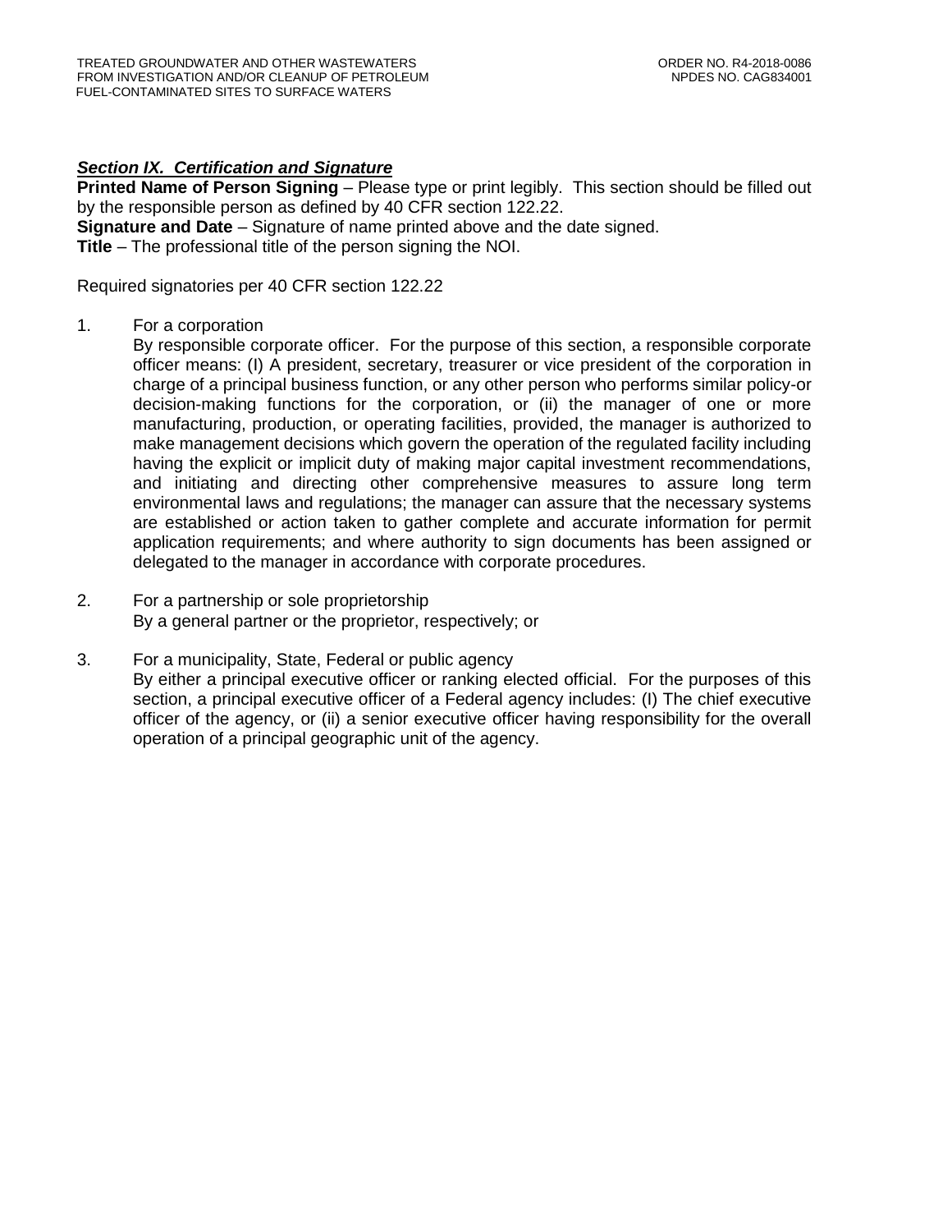***Section IX. Certification and Signature***

**Printed Name of Person Signing** – Please type or print legibly. This section should be filled out by the responsible person as defined by 40 CFR section 122.22.

**Signature and Date** – Signature of name printed above and the date signed.

**Title** – The professional title of the person signing the NOI.

Required signatories per 40 CFR section 122.22

1. For a corporation

   By responsible corporate officer. For the purpose of this section, a responsible corporate officer means: (I) A president, secretary, treasurer or vice president of the corporation in charge of a principal business function, or any other person who performs similar policy-or decision-making functions for the corporation, or (ii) the manager of one or more manufacturing, production, or operating facilities, provided, the manager is authorized to make management decisions which govern the operation of the regulated facility including having the explicit or implicit duty of making major capital investment recommendations, and initiating and directing other comprehensive measures to assure long term environmental laws and regulations; the manager can assure that the necessary systems are established or action taken to gather complete and accurate information for permit application requirements; and where authority to sign documents has been assigned or delegated to the manager in accordance with corporate procedures.

2. For a partnership or sole proprietorship

   By a general partner or the proprietor, respectively; or

3. For a municipality, State, Federal or public agency

   By either a principal executive officer or ranking elected official. For the purposes of this section, a principal executive officer of a Federal agency includes: (I) The chief executive officer of the agency, or (ii) a senior executive officer having responsibility for the overall operation of a principal geographic unit of the agency.